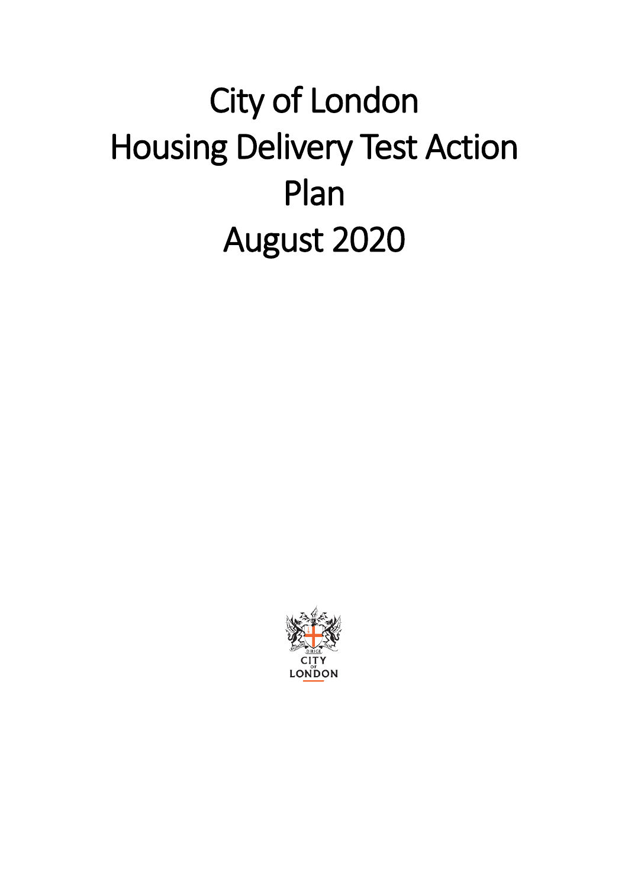# City of London Housing Delivery Test Action Plan August 2020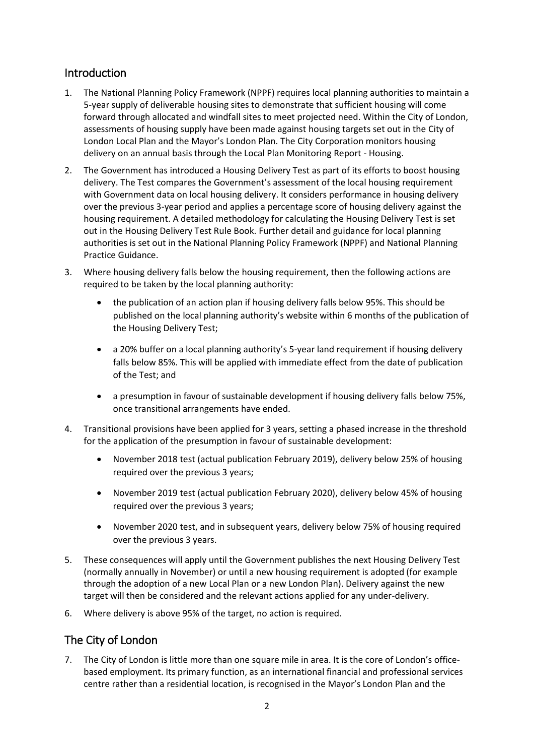## Introduction

1. The National Planning Policy Framework (NPPF) requires local planning authorities to maintain a 5-year supply of deliverable housing sites to demonstrate that sufficient housing will come forward through allocated and windfall sites to meet projected need. Within the City of London, assessments of housing supply have been made against housing targets set out in the City of London Local Plan and the Mayor's London Plan. The City Corporation monitors housing delivery on an annual basis through the Local Plan Monitoring Report - Housing.
2. The Government has introduced a Housing Delivery Test as part of its efforts to boost housing delivery. The Test compares the Government's assessment of the local housing requirement with Government data on local housing delivery. It considers performance in housing delivery over the previous 3-year period and applies a percentage score of housing delivery against the housing requirement. A detailed methodology for calculating the Housing Delivery Test is set out in the Housing Delivery Test Rule Book. Further detail and guidance for local planning authorities is set out in the National Planning Policy Framework (NPPF) and National Planning Practice Guidance.
3. Where housing delivery falls below the housing requirement, then the following actions are required to be taken by the local planning authority:
    - the publication of an action plan if housing delivery falls below 95%. This should be published on the local planning authority's website within 6 months of the publication of the Housing Delivery Test;
    - a 20% buffer on a local planning authority's 5-year land requirement if housing delivery falls below 85%. This will be applied with immediate effect from the date of publication of the Test; and
    - a presumption in favour of sustainable development if housing delivery falls below 75%, once transitional arrangements have ended.
4. Transitional provisions have been applied for 3 years, setting a phased increase in the threshold for the application of the presumption in favour of sustainable development:
    - November 2018 test (actual publication February 2019), delivery below 25% of housing required over the previous 3 years;
    - November 2019 test (actual publication February 2020), delivery below 45% of housing required over the previous 3 years;
    - November 2020 test, and in subsequent years, delivery below 75% of housing required over the previous 3 years.
5. These consequences will apply until the Government publishes the next Housing Delivery Test (normally annually in November) or until a new housing requirement is adopted (for example through the adoption of a new Local Plan or a new London Plan). Delivery against the new target will then be considered and the relevant actions applied for any under-delivery.
6. Where delivery is above 95% of the target, no action is required.

## The City of London

7. The City of London is little more than one square mile in area. It is the core of London's office-based employment. Its primary function, as an international financial and professional services centre rather than a residential location, is recognised in the Mayor's London Plan and the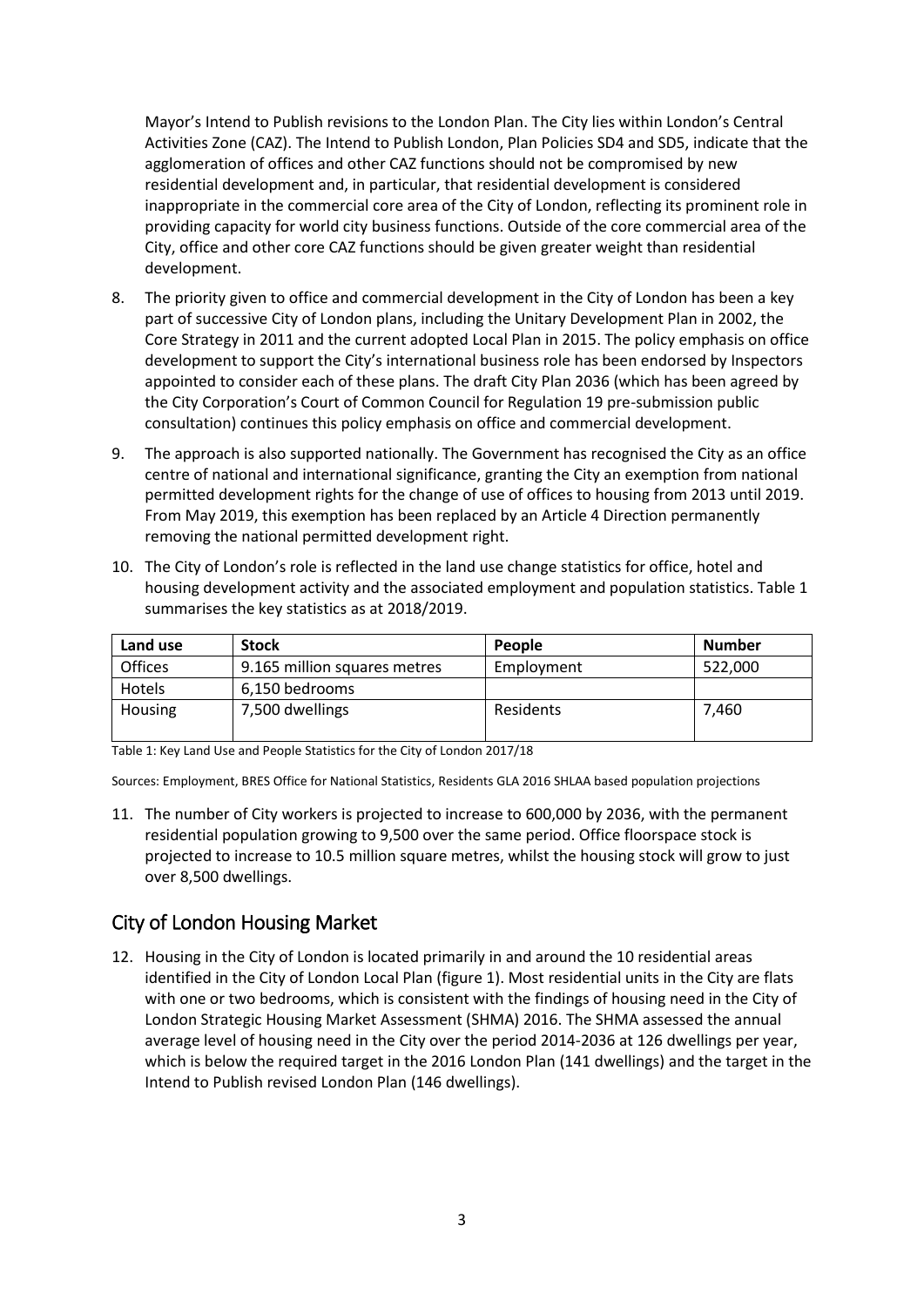Mayor's Intend to Publish revisions to the London Plan. The City lies within London's Central Activities Zone (CAZ). The Intend to Publish London, Plan Policies SD4 and SD5, indicate that the agglomeration of offices and other CAZ functions should not be compromised by new residential development and, in particular, that residential development is considered inappropriate in the commercial core area of the City of London, reflecting its prominent role in providing capacity for world city business functions. Outside of the core commercial area of the City, office and other core CAZ functions should be given greater weight than residential development.

8. The priority given to office and commercial development in the City of London has been a key part of successive City of London plans, including the Unitary Development Plan in 2002, the Core Strategy in 2011 and the current adopted Local Plan in 2015. The policy emphasis on office development to support the City's international business role has been endorsed by Inspectors appointed to consider each of these plans. The draft City Plan 2036 (which has been agreed by the City Corporation's Court of Common Council for Regulation 19 pre-submission public consultation) continues this policy emphasis on office and commercial development.

9. The approach is also supported nationally. The Government has recognised the City as an office centre of national and international significance, granting the City an exemption from national permitted development rights for the change of use of offices to housing from 2013 until 2019. From May 2019, this exemption has been replaced by an Article 4 Direction permanently removing the national permitted development right.

10. The City of London's role is reflected in the land use change statistics for office, hotel and housing development activity and the associated employment and population statistics. Table 1 summarises the key statistics as at 2018/2019.

| Land use | Stock | People | Number |
|---|---|---|---|
| Offices | 9.165 million squares metres | Employment | 522,000 |
| Hotels | 6,150 bedrooms | | |
| Housing | 7,500 dwellings | Residents | 7,460 |

Table 1: Key Land Use and People Statistics for the City of London 2017/18

Sources: Employment, BRES Office for National Statistics, Residents GLA 2016 SHLAA based population projections

11. The number of City workers is projected to increase to 600,000 by 2036, with the permanent residential population growing to 9,500 over the same period. Office floorspace stock is projected to increase to 10.5 million square metres, whilst the housing stock will grow to just over 8,500 dwellings.

## City of London Housing Market

12. Housing in the City of London is located primarily in and around the 10 residential areas identified in the City of London Local Plan (figure 1). Most residential units in the City are flats with one or two bedrooms, which is consistent with the findings of housing need in the City of London Strategic Housing Market Assessment (SHMA) 2016. The SHMA assessed the annual average level of housing need in the City over the period 2014-2036 at 126 dwellings per year, which is below the required target in the 2016 London Plan (141 dwellings) and the target in the Intend to Publish revised London Plan (146 dwellings).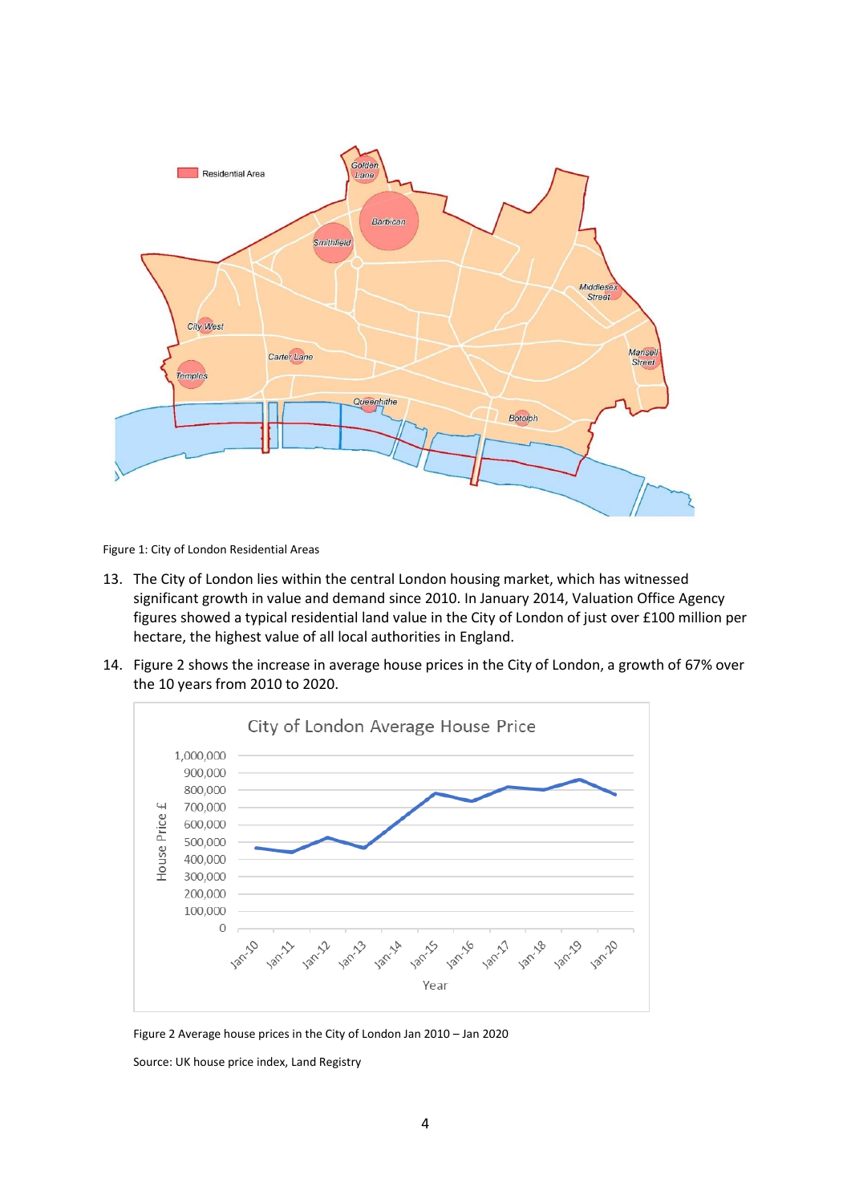Figure 1: City of London Residential Areas

13. The City of London lies within the central London housing market, which has witnessed significant growth in value and demand since 2010. In January 2014, Valuation Office Agency figures showed a typical residential land value in the City of London of just over £100 million per hectare, the highest value of all local authorities in England.

14. Figure 2 shows the increase in average house prices in the City of London, a growth of 67% over the 10 years from 2010 to 2020.

Figure 2 Average house prices in the City of London Jan 2010 – Jan 2020

Source: UK house price index, Land Registry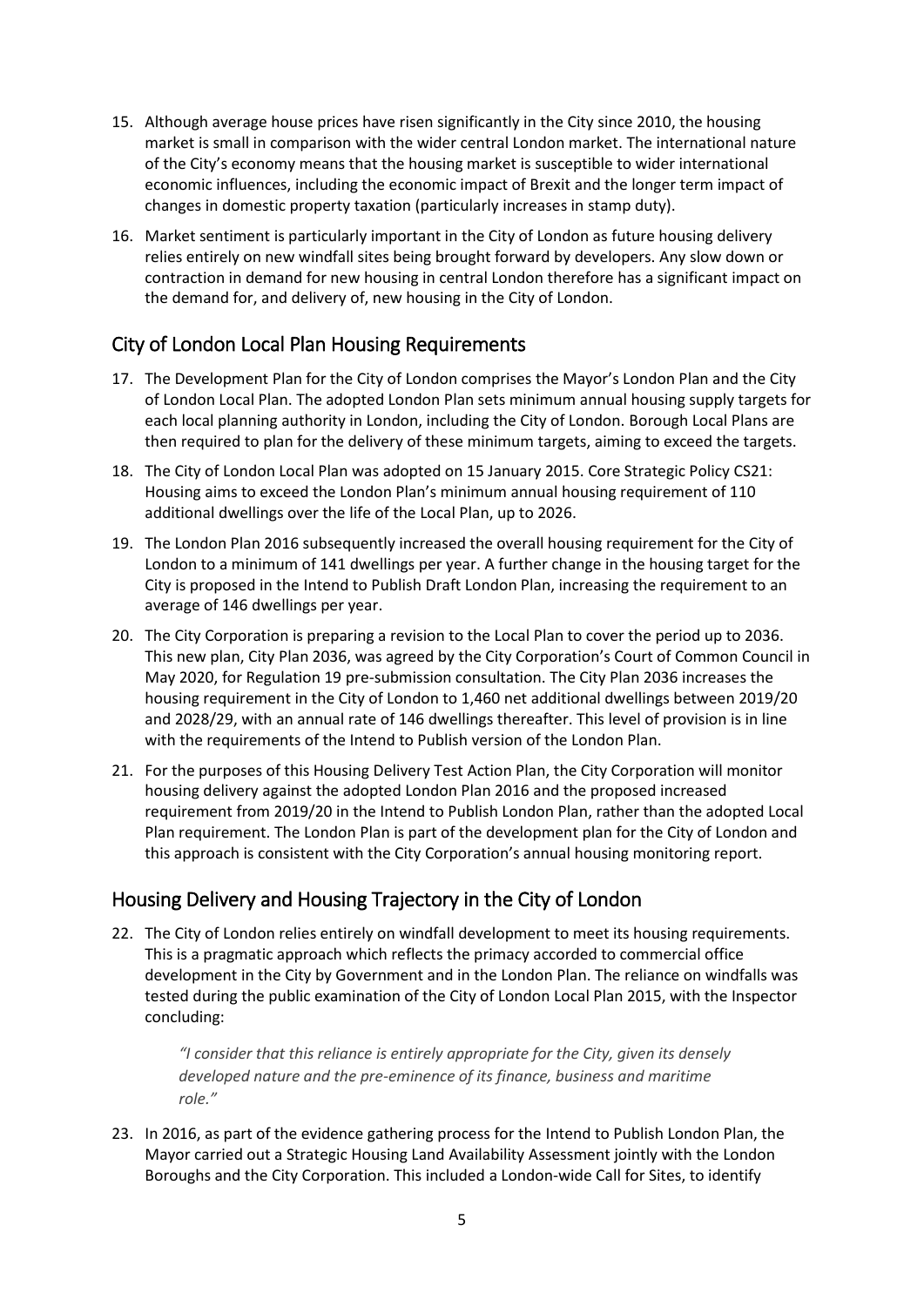15. Although average house prices have risen significantly in the City since 2010, the housing market is small in comparison with the wider central London market. The international nature of the City's economy means that the housing market is susceptible to wider international economic influences, including the economic impact of Brexit and the longer term impact of changes in domestic property taxation (particularly increases in stamp duty).

16. Market sentiment is particularly important in the City of London as future housing delivery relies entirely on new windfall sites being brought forward by developers. Any slow down or contraction in demand for new housing in central London therefore has a significant impact on the demand for, and delivery of, new housing in the City of London.

## City of London Local Plan Housing Requirements

17. The Development Plan for the City of London comprises the Mayor's London Plan and the City of London Local Plan. The adopted London Plan sets minimum annual housing supply targets for each local planning authority in London, including the City of London. Borough Local Plans are then required to plan for the delivery of these minimum targets, aiming to exceed the targets.

18. The City of London Local Plan was adopted on 15 January 2015. Core Strategic Policy CS21: Housing aims to exceed the London Plan's minimum annual housing requirement of 110 additional dwellings over the life of the Local Plan, up to 2026.

19. The London Plan 2016 subsequently increased the overall housing requirement for the City of London to a minimum of 141 dwellings per year. A further change in the housing target for the City is proposed in the Intend to Publish Draft London Plan, increasing the requirement to an average of 146 dwellings per year.

20. The City Corporation is preparing a revision to the Local Plan to cover the period up to 2036. This new plan, City Plan 2036, was agreed by the City Corporation's Court of Common Council in May 2020, for Regulation 19 pre-submission consultation. The City Plan 2036 increases the housing requirement in the City of London to 1,460 net additional dwellings between 2019/20 and 2028/29, with an annual rate of 146 dwellings thereafter. This level of provision is in line with the requirements of the Intend to Publish version of the London Plan.

21. For the purposes of this Housing Delivery Test Action Plan, the City Corporation will monitor housing delivery against the adopted London Plan 2016 and the proposed increased requirement from 2019/20 in the Intend to Publish London Plan, rather than the adopted Local Plan requirement. The London Plan is part of the development plan for the City of London and this approach is consistent with the City Corporation's annual housing monitoring report.

## Housing Delivery and Housing Trajectory in the City of London

22. The City of London relies entirely on windfall development to meet its housing requirements. This is a pragmatic approach which reflects the primacy accorded to commercial office development in the City by Government and in the London Plan. The reliance on windfalls was tested during the public examination of the City of London Local Plan 2015, with the Inspector concluding:

    *"I consider that this reliance is entirely appropriate for the City, given its densely developed nature and the pre-eminence of its finance, business and maritime role."*

23. In 2016, as part of the evidence gathering process for the Intend to Publish London Plan, the Mayor carried out a Strategic Housing Land Availability Assessment jointly with the London Boroughs and the City Corporation. This included a London-wide Call for Sites, to identify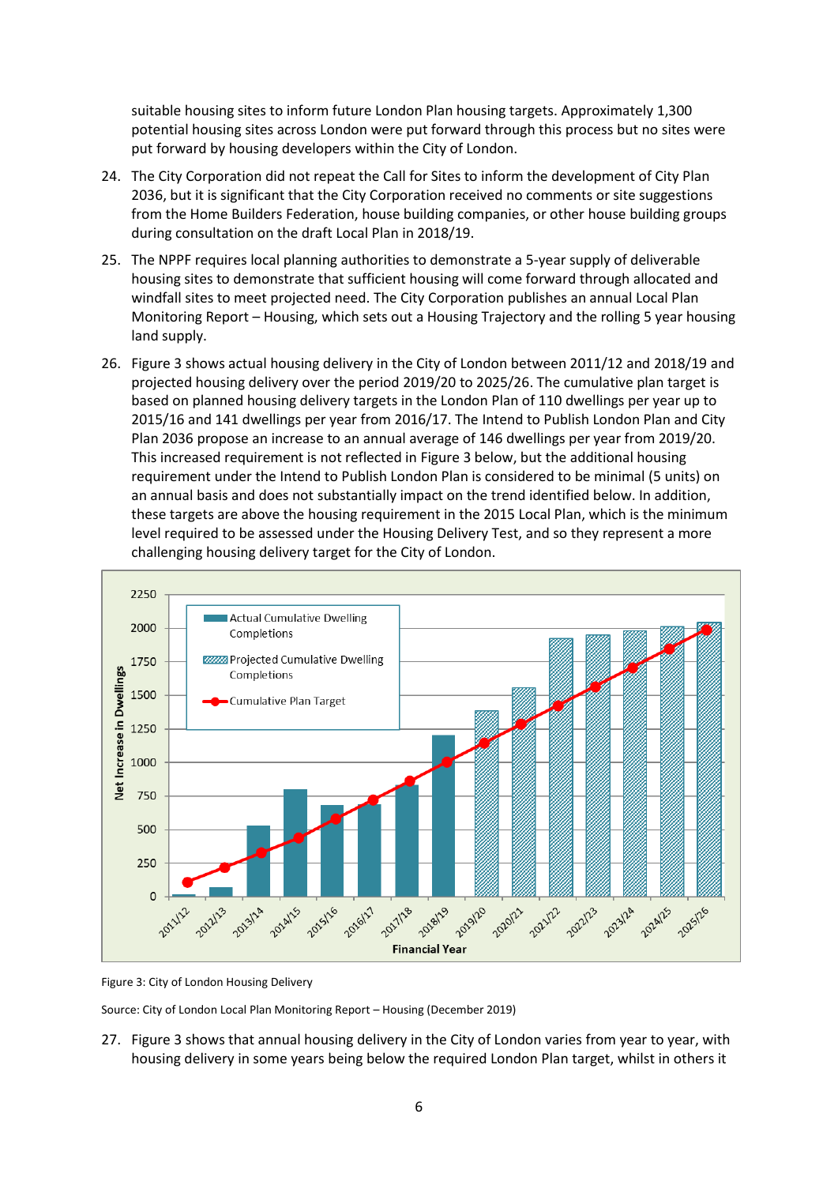suitable housing sites to inform future London Plan housing targets. Approximately 1,300 potential housing sites across London were put forward through this process but no sites were put forward by housing developers within the City of London.

24. The City Corporation did not repeat the Call for Sites to inform the development of City Plan 2036, but it is significant that the City Corporation received no comments or site suggestions from the Home Builders Federation, house building companies, or other house building groups during consultation on the draft Local Plan in 2018/19.

25. The NPPF requires local planning authorities to demonstrate a 5-year supply of deliverable housing sites to demonstrate that sufficient housing will come forward through allocated and windfall sites to meet projected need. The City Corporation publishes an annual Local Plan Monitoring Report – Housing, which sets out a Housing Trajectory and the rolling 5 year housing land supply.

26. Figure 3 shows actual housing delivery in the City of London between 2011/12 and 2018/19 and projected housing delivery over the period 2019/20 to 2025/26. The cumulative plan target is based on planned housing delivery targets in the London Plan of 110 dwellings per year up to 2015/16 and 141 dwellings per year from 2016/17. The Intend to Publish London Plan and City Plan 2036 propose an increase to an annual average of 146 dwellings per year from 2019/20. This increased requirement is not reflected in Figure 3 below, but the additional housing requirement under the Intend to Publish London Plan is considered to be minimal (5 units) on an annual basis and does not substantially impact on the trend identified below. In addition, these targets are above the housing requirement in the 2015 Local Plan, which is the minimum level required to be assessed under the Housing Delivery Test, and so they represent a more challenging housing delivery target for the City of London.

Figure 3: City of London Housing Delivery

Source: City of London Local Plan Monitoring Report – Housing (December 2019)

27. Figure 3 shows that annual housing delivery in the City of London varies from year to year, with housing delivery in some years being below the required London Plan target, whilst in others it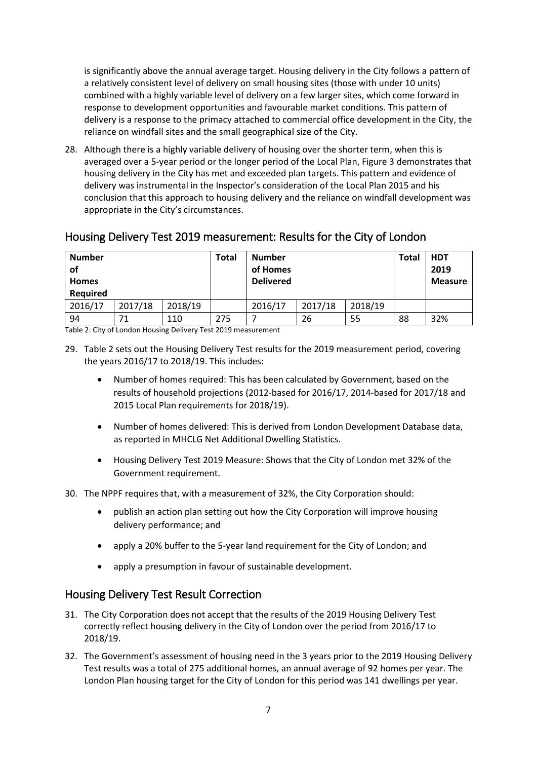is significantly above the annual average target. Housing delivery in the City follows a pattern of a relatively consistent level of delivery on small housing sites (those with under 10 units) combined with a highly variable level of delivery on a few larger sites, which come forward in response to development opportunities and favourable market conditions. This pattern of delivery is a response to the primacy attached to commercial office development in the City, the reliance on windfall sites and the small geographical size of the City.

28. Although there is a highly variable delivery of housing over the shorter term, when this is averaged over a 5-year period or the longer period of the Local Plan, Figure 3 demonstrates that housing delivery in the City has met and exceeded plan targets. This pattern and evidence of delivery was instrumental in the Inspector's consideration of the Local Plan 2015 and his conclusion that this approach to housing delivery and the reliance on windfall development was appropriate in the City's circumstances.

## Housing Delivery Test 2019 measurement: Results for the City of London

| **Number of Homes Required** | | | **Total** | **Number of Homes Delivered** | | | **Total** | **HDT 2019 Measure** |
|---|---|---|---|---|---|---|---|---|
| 2016/17 | 2017/18 | 2018/19 | | 2016/17 | 2017/18 | 2018/19 | | |
| 94 | 71 | 110 | 275 | 7 | 26 | 55 | 88 | 32% |

Table 2: City of London Housing Delivery Test 2019 measurement

29. Table 2 sets out the Housing Delivery Test results for the 2019 measurement period, covering the years 2016/17 to 2018/19. This includes:

   - Number of homes required: This has been calculated by Government, based on the results of household projections (2012-based for 2016/17, 2014-based for 2017/18 and 2015 Local Plan requirements for 2018/19).
   - Number of homes delivered: This is derived from London Development Database data, as reported in MHCLG Net Additional Dwelling Statistics.
   - Housing Delivery Test 2019 Measure: Shows that the City of London met 32% of the Government requirement.

30. The NPPF requires that, with a measurement of 32%, the City Corporation should:

   - publish an action plan setting out how the City Corporation will improve housing delivery performance; and
   - apply a 20% buffer to the 5-year land requirement for the City of London; and
   - apply a presumption in favour of sustainable development.

## Housing Delivery Test Result Correction

31. The City Corporation does not accept that the results of the 2019 Housing Delivery Test correctly reflect housing delivery in the City of London over the period from 2016/17 to 2018/19.

32. The Government's assessment of housing need in the 3 years prior to the 2019 Housing Delivery Test results was a total of 275 additional homes, an annual average of 92 homes per year. The London Plan housing target for the City of London for this period was 141 dwellings per year.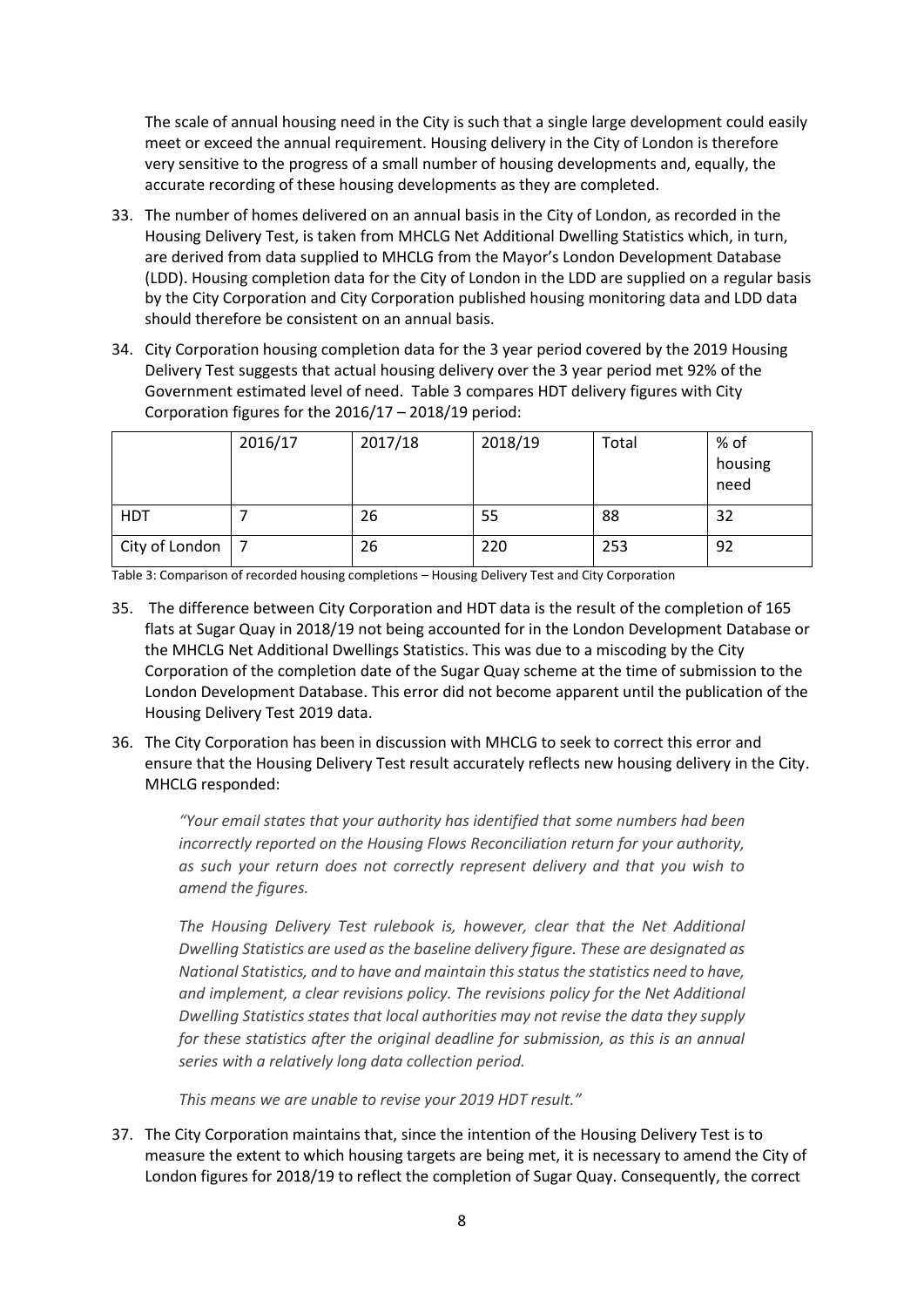The scale of annual housing need in the City is such that a single large development could easily meet or exceed the annual requirement. Housing delivery in the City of London is therefore very sensitive to the progress of a small number of housing developments and, equally, the accurate recording of these housing developments as they are completed.

33. The number of homes delivered on an annual basis in the City of London, as recorded in the Housing Delivery Test, is taken from MHCLG Net Additional Dwelling Statistics which, in turn, are derived from data supplied to MHCLG from the Mayor's London Development Database (LDD). Housing completion data for the City of London in the LDD are supplied on a regular basis by the City Corporation and City Corporation published housing monitoring data and LDD data should therefore be consistent on an annual basis.

34. City Corporation housing completion data for the 3 year period covered by the 2019 Housing Delivery Test suggests that actual housing delivery over the 3 year period met 92% of the Government estimated level of need. Table 3 compares HDT delivery figures with City Corporation figures for the 2016/17 – 2018/19 period:

| | 2016/17 | 2017/18 | 2018/19 | Total | % of housing need |
|---|---|---|---|---|---|
| HDT | 7 | 26 | 55 | 88 | 32 |
| City of London | 7 | 26 | 220 | 253 | 92 |

Table 3: Comparison of recorded housing completions – Housing Delivery Test and City Corporation

35. The difference between City Corporation and HDT data is the result of the completion of 165 flats at Sugar Quay in 2018/19 not being accounted for in the London Development Database or the MHCLG Net Additional Dwellings Statistics. This was due to a miscoding by the City Corporation of the completion date of the Sugar Quay scheme at the time of submission to the London Development Database. This error did not become apparent until the publication of the Housing Delivery Test 2019 data.

36. The City Corporation has been in discussion with MHCLG to seek to correct this error and ensure that the Housing Delivery Test result accurately reflects new housing delivery in the City. MHCLG responded:

    *"Your email states that your authority has identified that some numbers had been incorrectly reported on the Housing Flows Reconciliation return for your authority, as such your return does not correctly represent delivery and that you wish to amend the figures.*

    *The Housing Delivery Test rulebook is, however, clear that the Net Additional Dwelling Statistics are used as the baseline delivery figure. These are designated as National Statistics, and to have and maintain this status the statistics need to have, and implement, a clear revisions policy. The revisions policy for the Net Additional Dwelling Statistics states that local authorities may not revise the data they supply for these statistics after the original deadline for submission, as this is an annual series with a relatively long data collection period.*

    *This means we are unable to revise your 2019 HDT result."*

37. The City Corporation maintains that, since the intention of the Housing Delivery Test is to measure the extent to which housing targets are being met, it is necessary to amend the City of London figures for 2018/19 to reflect the completion of Sugar Quay. Consequently, the correct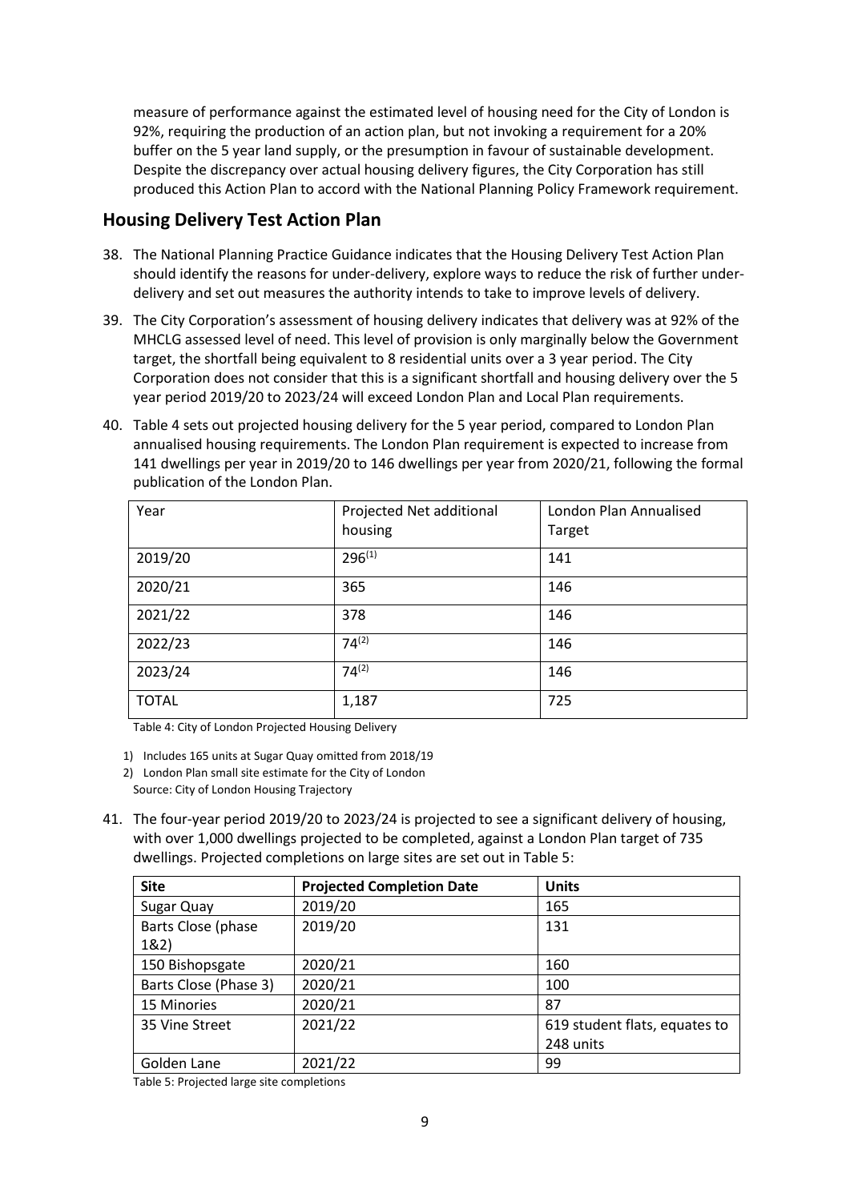measure of performance against the estimated level of housing need for the City of London is 92%, requiring the production of an action plan, but not invoking a requirement for a 20% buffer on the 5 year land supply, or the presumption in favour of sustainable development. Despite the discrepancy over actual housing delivery figures, the City Corporation has still produced this Action Plan to accord with the National Planning Policy Framework requirement.

## Housing Delivery Test Action Plan

38. The National Planning Practice Guidance indicates that the Housing Delivery Test Action Plan should identify the reasons for under-delivery, explore ways to reduce the risk of further under-delivery and set out measures the authority intends to take to improve levels of delivery.

39. The City Corporation's assessment of housing delivery indicates that delivery was at 92% of the MHCLG assessed level of need. This level of provision is only marginally below the Government target, the shortfall being equivalent to 8 residential units over a 3 year period. The City Corporation does not consider that this is a significant shortfall and housing delivery over the 5 year period 2019/20 to 2023/24 will exceed London Plan and Local Plan requirements.

40. Table 4 sets out projected housing delivery for the 5 year period, compared to London Plan annualised housing requirements. The London Plan requirement is expected to increase from 141 dwellings per year in 2019/20 to 146 dwellings per year from 2020/21, following the formal publication of the London Plan.

| Year | Projected Net additional housing | London Plan Annualised Target |
|---|---|---|
| 2019/20 | 296[1] | 141 |
| 2020/21 | 365 | 146 |
| 2021/22 | 378 | 146 |
| 2022/23 | 74[2] | 146 |
| 2023/24 | 74[2] | 146 |
| TOTAL | 1,187 | 725 |

Table 4: City of London Projected Housing Delivery

1) Includes 165 units at Sugar Quay omitted from 2018/19
2) London Plan small site estimate for the City of London

Source: City of London Housing Trajectory

41. The four-year period 2019/20 to 2023/24 is projected to see a significant delivery of housing, with over 1,000 dwellings projected to be completed, against a London Plan target of 735 dwellings. Projected completions on large sites are set out in Table 5:

| Site | Projected Completion Date | Units |
|---|---|---|
| Sugar Quay | 2019/20 | 165 |
| Barts Close (phase 1&2) | 2019/20 | 131 |
| 150 Bishopsgate | 2020/21 | 160 |
| Barts Close (Phase 3) | 2020/21 | 100 |
| 15 Minories | 2020/21 | 87 |
| 35 Vine Street | 2021/22 | 619 student flats, equates to 248 units |
| Golden Lane | 2021/22 | 99 |

Table 5: Projected large site completions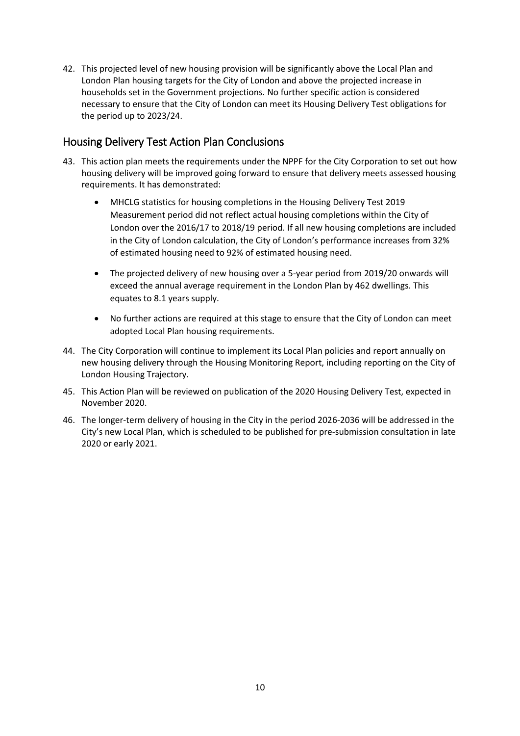42. This projected level of new housing provision will be significantly above the Local Plan and London Plan housing targets for the City of London and above the projected increase in households set in the Government projections. No further specific action is considered necessary to ensure that the City of London can meet its Housing Delivery Test obligations for the period up to 2023/24.

## Housing Delivery Test Action Plan Conclusions

43. This action plan meets the requirements under the NPPF for the City Corporation to set out how housing delivery will be improved going forward to ensure that delivery meets assessed housing requirements. It has demonstrated:

    - MHCLG statistics for housing completions in the Housing Delivery Test 2019 Measurement period did not reflect actual housing completions within the City of London over the 2016/17 to 2018/19 period. If all new housing completions are included in the City of London calculation, the City of London's performance increases from 32% of estimated housing need to 92% of estimated housing need.

    - The projected delivery of new housing over a 5-year period from 2019/20 onwards will exceed the annual average requirement in the London Plan by 462 dwellings. This equates to 8.1 years supply.

    - No further actions are required at this stage to ensure that the City of London can meet adopted Local Plan housing requirements.

44. The City Corporation will continue to implement its Local Plan policies and report annually on new housing delivery through the Housing Monitoring Report, including reporting on the City of London Housing Trajectory.

45. This Action Plan will be reviewed on publication of the 2020 Housing Delivery Test, expected in November 2020.

46. The longer-term delivery of housing in the City in the period 2026-2036 will be addressed in the City's new Local Plan, which is scheduled to be published for pre-submission consultation in late 2020 or early 2021.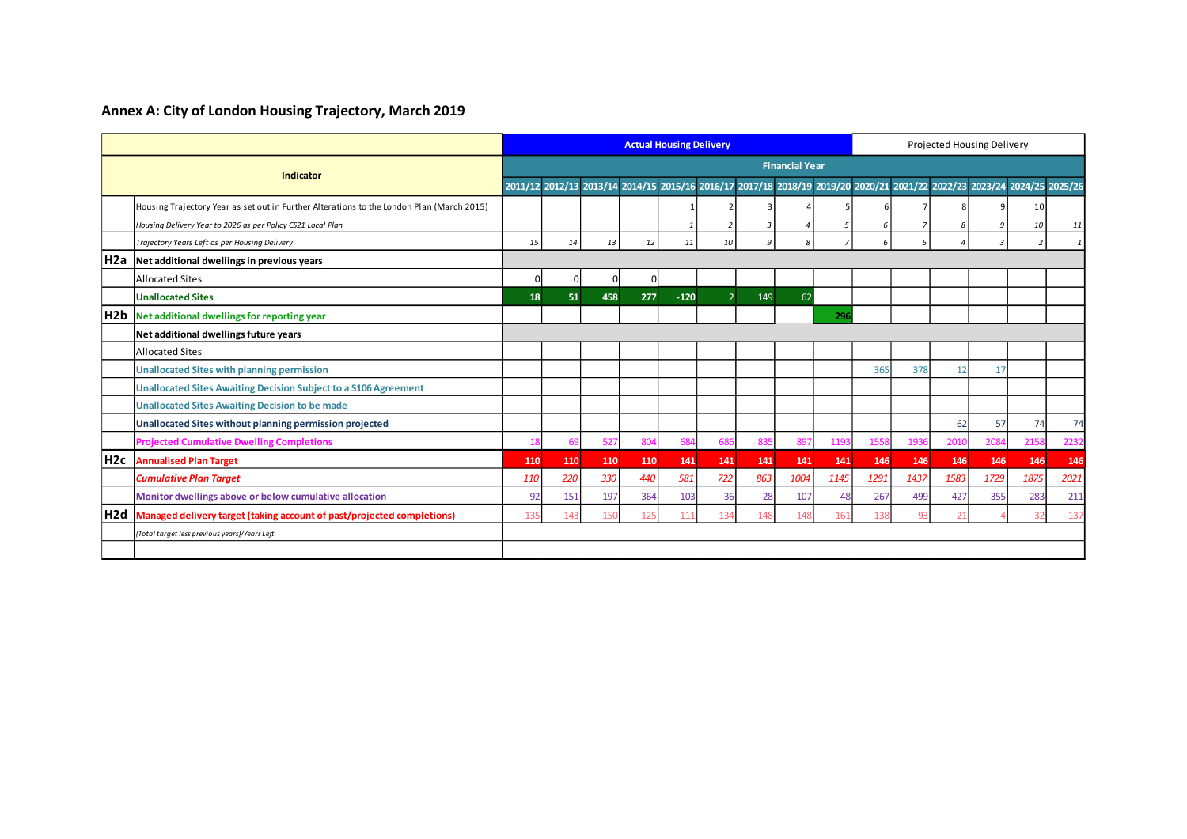## Annex A: City of London Housing Trajectory, March 2019

| | Indicator | 2011/12 | 2012/13 | 2013/14 | 2014/15 | 2015/16 | 2016/17 | 2017/18 | 2018/19 | 2019/20 | 2020/21 | 2021/22 | 2022/23 | 2023/24 | 2024/25 | 2025/26 |
|---|---|---|---|---|---|---|---|---|---|---|---|---|---|---|---|---|
| | | Actual Housing Delivery | | | | | | | | | Projected Housing Delivery | | | | | |
| | | Financial Year | | | | | | | | | | | | | | |
| | Housing Trajectory Year as set out in Further Alterations to the London Plan (March 2015) | | | | | 1 | 2 | 3 | 4 | 5 | 6 | 7 | 8 | 9 | 10 | |
| | *Housing Delivery Year to 2026 as per Policy CS21 Local Plan* | | | | | *1* | *2* | *3* | *4* | *5* | *6* | *7* | *8* | *9* | *10* | *11* |
| | *Trajectory Years Left as per Housing Delivery* | *15* | *14* | *13* | *12* | *11* | *10* | *9* | *8* | *7* | *6* | *5* | *4* | *3* | *2* | *1* |
| **H2a** | **Net additional dwellings in previous years** | | | | | | | | | | | | | | | |
| | Allocated Sites | 0 | 0 | 0 | 0 | | | | | | | | | | | |
| | **Unallocated Sites** | **18** | **51** | **458** | **277** | **-120** | 2 | 149 | 62 | | | | | | | |
| **H2b** | **Net additional dwellings for reporting year** | | | | | | | | | **296** | | | | | | |
| | **Net additional dwellings future years** | | | | | | | | | | | | | | | |
| | Allocated Sites | | | | | | | | | | | | | | | |
| | **Unallocated Sites with planning permission** | | | | | | | | | | 365 | 378 | 12 | 17 | | |
| | **Unallocated Sites Awaiting Decision Subject to a S106 Agreement** | | | | | | | | | | | | | | | |
| | **Unallocated Sites Awaiting Decision to be made** | | | | | | | | | | | | | | | |
| | **Unallocated Sites without planning permission projected** | | | | | | | | | | | | 62 | 57 | 74 | 74 |
| | **Projected Cumulative Dwelling Completions** | 18 | 69 | 527 | 804 | 684 | 686 | 835 | 897 | 1193 | 1558 | 1936 | 2010 | 2084 | 2158 | 2232 |
| **H2c** | **Annualised Plan Target** | **110** | **110** | **110** | **110** | **141** | **141** | **141** | **141** | **141** | **146** | **146** | **146** | **146** | **146** | **146** |
| | ***Cumulative Plan Target*** | *110* | *220* | *330* | *440* | *581* | *722* | *863* | *1004* | *1145* | *1291* | *1437* | *1583* | *1729* | *1875* | *2021* |
| | **Monitor dwellings above or below cumulative allocation** | -92 | -151 | 197 | 364 | 103 | -36 | -28 | -107 | 48 | 267 | 499 | 427 | 355 | 283 | 211 |
| **H2d** | **Managed delivery target (taking account of past/projected completions)** | 135 | 143 | 150 | 125 | 111 | 134 | 148 | 148 | 161 | 138 | 93 | 21 | 4 | -32 | -137 |
| | *(Total target less previous years)/Years Left* | | | | | | | | | | | | | | | |